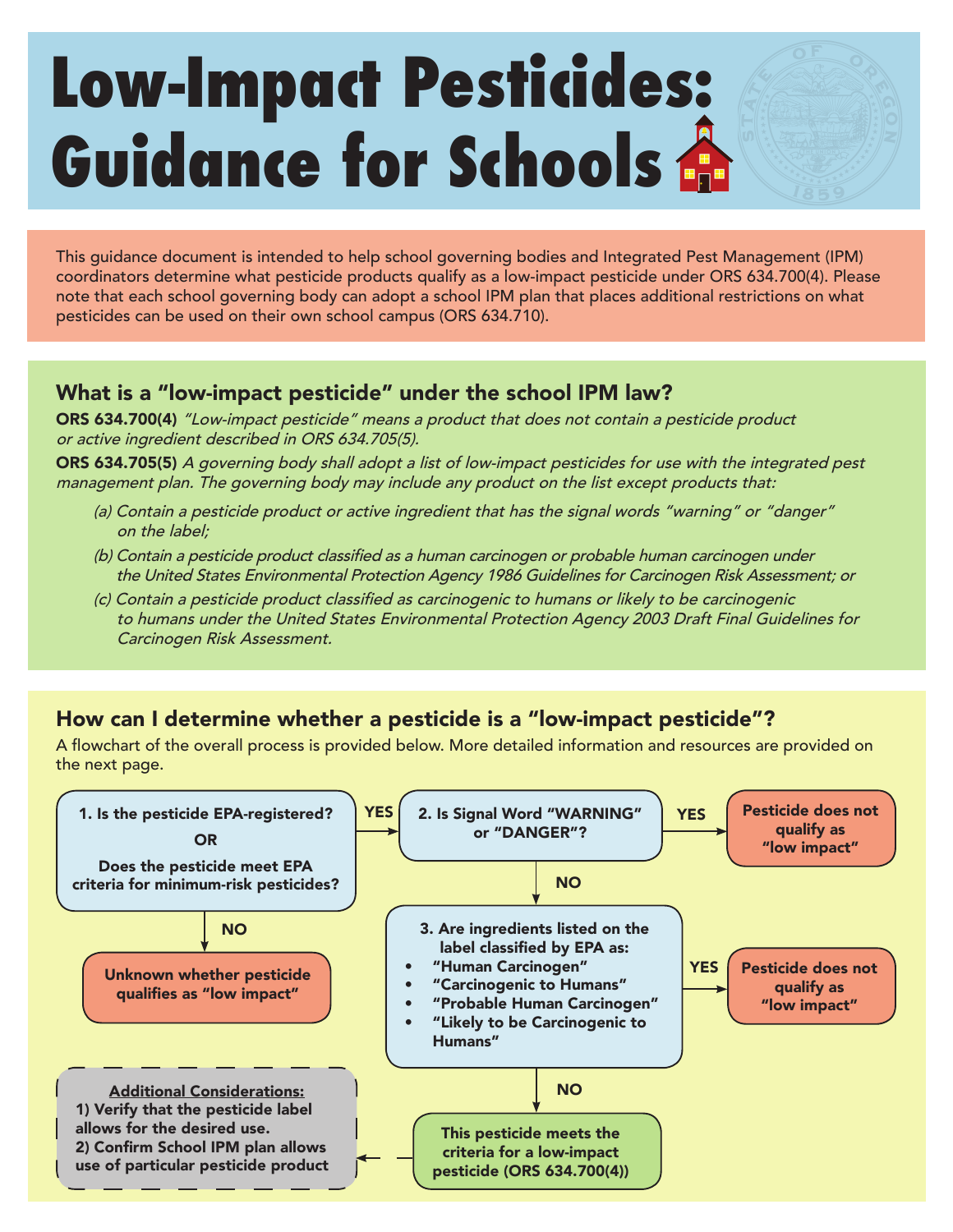# Low-Impact Pesticides: Guidance for Schools

This guidance document is intended to help school governing bodies and Integrated Pest Management (IPM) coordinators determine what pesticide products qualify as a low-impact pesticide under ORS 634.700(4). Please note that each school governing body can adopt a school IPM plan that places additional restrictions on what pesticides can be used on their own school campus (ORS 634.710).

## What is a "low-impact pesticide" under the school IPM law?

**ORS 634.700(4)** *"Low-impact pesticide" means a product that does not contain a pesticide product or active ingredient described in ORS 634.705(5).*

**ORS 634.705(5)** *A governing body shall adopt a list of low-impact pesticides for use with the integrated pest management plan. The governing body may include any product on the list except products that:*

*(a) Contain a pesticide product or active ingredient that has the signal words "warning" or "danger" on the label;*

*(b) Contain a pesticide product classified as a human carcinogen or probable human carcinogen under the United States Environmental Protection Agency 1986 Guidelines for Carcinogen Risk Assessment; or*

*(c) Contain a pesticide product classified as carcinogenic to humans or likely to be carcinogenic to humans under the United States Environmental Protection Agency 2003 Draft Final Guidelines for Carcinogen Risk Assessment.*

## How can I determine whether a pesticide is a "low-impact pesticide"?

A flowchart of the overall process is provided below. More detailed information and resources are provided on the next page.

**1. Is the pesticide EPA-registered? OR Does the pesticide meet EPA criteria for minimum-risk pesticides?**
- **NO** → Unknown whether pesticide qualifies as "low impact"
- **YES** → go to step 2

**2. Is Signal Word "WARNING" or "DANGER"?**
- **YES** → Pesticide does not qualify as "low impact"
- **NO** → go to step 3

**3. Are ingredients listed on the label classified by EPA as:**
- "Human Carcinogen"
- "Carcinogenic to Humans"
- "Probable Human Carcinogen"
- "Likely to be Carcinogenic to Humans"

- **YES** → Pesticide does not qualify as "low impact"
- **NO** → This pesticide meets the criteria for a low-impact pesticide (ORS 634.700(4))

**Additional Considerations:**
1) Verify that the pesticide label allows for the desired use.
2) Confirm School IPM plan allows use of particular pesticide product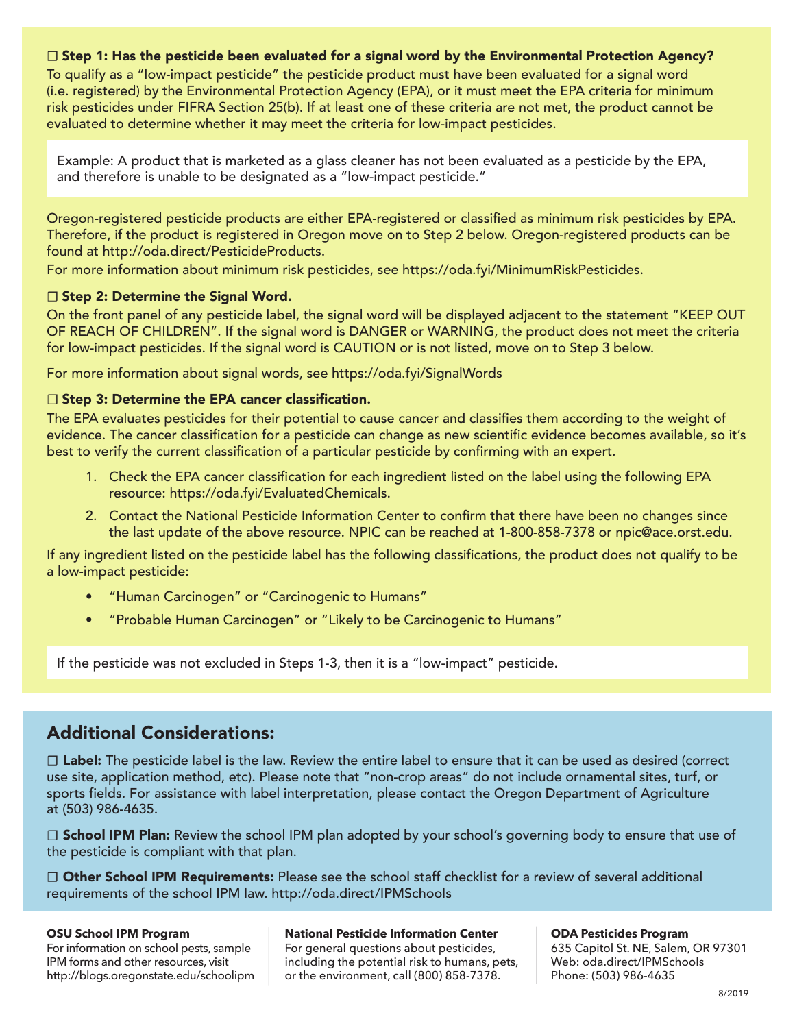☐ **Step 1: Has the pesticide been evaluated for a signal word by the Environmental Protection Agency?**

To qualify as a "low-impact pesticide" the pesticide product must have been evaluated for a signal word (i.e. registered) by the Environmental Protection Agency (EPA), or it must meet the EPA criteria for minimum risk pesticides under FIFRA Section 25(b). If at least one of these criteria are not met, the product cannot be evaluated to determine whether it may meet the criteria for low-impact pesticides.

> Example: A product that is marketed as a glass cleaner has not been evaluated as a pesticide by the EPA, and therefore is unable to be designated as a "low-impact pesticide."

Oregon-registered pesticide products are either EPA-registered or classified as minimum risk pesticides by EPA. Therefore, if the product is registered in Oregon move on to Step 2 below. Oregon-registered products can be found at http://oda.direct/PesticideProducts.

For more information about minimum risk pesticides, see https://oda.fyi/MinimumRiskPesticides.

☐ **Step 2: Determine the Signal Word.**

On the front panel of any pesticide label, the signal word will be displayed adjacent to the statement "KEEP OUT OF REACH OF CHILDREN". If the signal word is DANGER or WARNING, the product does not meet the criteria for low-impact pesticides. If the signal word is CAUTION or is not listed, move on to Step 3 below.

For more information about signal words, see https://oda.fyi/SignalWords

☐ **Step 3: Determine the EPA cancer classification.**

The EPA evaluates pesticides for their potential to cause cancer and classifies them according to the weight of evidence. The cancer classification for a pesticide can change as new scientific evidence becomes available, so it's best to verify the current classification of a particular pesticide by confirming with an expert.

1. Check the EPA cancer classification for each ingredient listed on the label using the following EPA resource: https://oda.fyi/EvaluatedChemicals.
2. Contact the National Pesticide Information Center to confirm that there have been no changes since the last update of the above resource. NPIC can be reached at 1-800-858-7378 or npic@ace.orst.edu.

If any ingredient listed on the pesticide label has the following classifications, the product does not qualify to be a low-impact pesticide:

- "Human Carcinogen" or "Carcinogenic to Humans"
- "Probable Human Carcinogen" or "Likely to be Carcinogenic to Humans"

> If the pesticide was not excluded in Steps 1-3, then it is a "low-impact" pesticide.

## Additional Considerations:

☐ **Label:** The pesticide label is the law. Review the entire label to ensure that it can be used as desired (correct use site, application method, etc). Please note that "non-crop areas" do not include ornamental sites, turf, or sports fields. For assistance with label interpretation, please contact the Oregon Department of Agriculture at (503) 986-4635.

☐ **School IPM Plan:** Review the school IPM plan adopted by your school's governing body to ensure that use of the pesticide is compliant with that plan.

☐ **Other School IPM Requirements:** Please see the school staff checklist for a review of several additional requirements of the school IPM law. http://oda.direct/IPMSchools

**OSU School IPM Program**
For information on school pests, sample IPM forms and other resources, visit http://blogs.oregonstate.edu/schoolipm

**National Pesticide Information Center**
For general questions about pesticides, including the potential risk to humans, pets, or the environment, call (800) 858-7378.

**ODA Pesticides Program**
635 Capitol St. NE, Salem, OR 97301
Web: oda.direct/IPMSchools
Phone: (503) 986-4635

8/2019